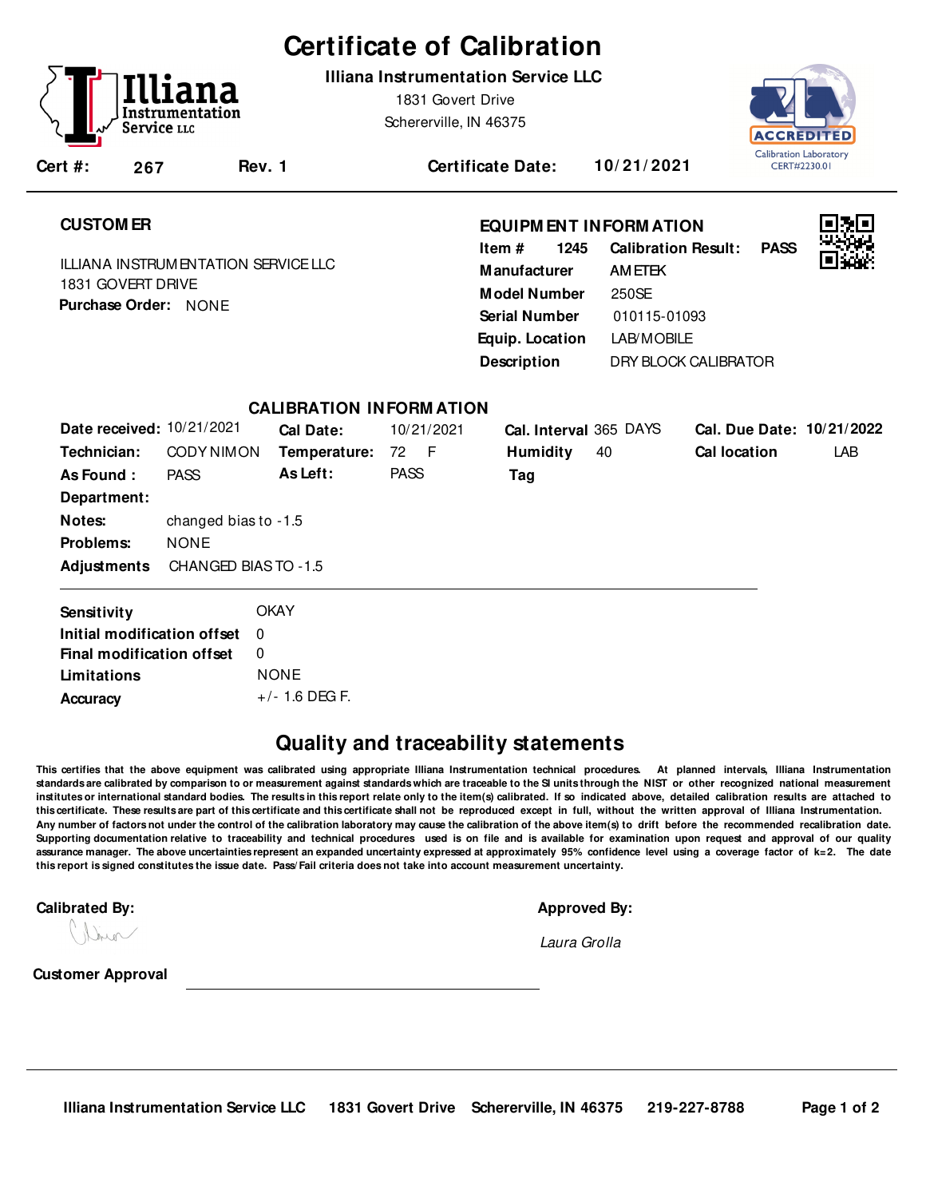# Certificate of Calibration

**Illiana Instrumentation Service LLC**

1831 Govert Drive
Schererville, IN 46375

Calibration Laboratory
CERT#2230.01

**Cert #:** 267 **Rev. 1** **Certificate Date:** 10/21/2021

## CUSTOMER

ILLIANA INSTRUMENTATION SERVICE LLC
1831 GOVERT DRIVE
**Purchase Order:** NONE

## EQUIPMENT INFORMATION

| | |
|---|---|
| **Item #** | 1245 |
| **Calibration Result:** | PASS |
| **Manufacturer** | AMETEK |
| **Model Number** | 250SE |
| **Serial Number** | 010115-01093 |
| **Equip. Location** | LAB/MOBILE |
| **Description** | DRY BLOCK CALIBRATOR |

## CALIBRATION INFORMATION

| | | | | | | | |
|---|---|---|---|---|---|---|---|
| **Date received:** | 10/21/2021 | **Cal Date:** | 10/21/2021 | **Cal. Interval** | 365 DAYS | **Cal. Due Date:** | 10/21/2022 |
| **Technician:** | CODY NIMON | **Temperature:** | 72 F | **Humidity** | 40 | **Cal location** | LAB |
| **As Found :** | PASS | **As Left:** | PASS | **Tag** | | | |

**Department:**

**Notes:** changed bias to -1.5

**Problems:** NONE

**Adjustments** CHANGED BIAS TO -1.5

| | |
|---|---|
| **Sensitivity** | OKAY |
| **Initial modification offset** | 0 |
| **Final modification offset** | 0 |
| **Limitations** | NONE |
| **Accuracy** | +/- 1.6 DEG F. |

## Quality and traceability statements

**This certifies that the above equipment was calibrated using appropriate Illiana Instrumentation technical procedures. At planned intervals, Illiana Instrumentation standards are calibrated by comparison to or measurement against standards which are traceable to the SI units through the NIST or other recognized national measurement institutes or international standard bodies. The results in this report relate only to the item(s) calibrated. If so indicated above, detailed calibration results are attached to this certificate. These results are part of this certificate and this certificate shall not be reproduced except in full, without the written approval of Illiana Instrumentation. Any number of factors not under the control of the calibration laboratory may cause the calibration of the above item(s) to drift before the recommended recalibration date. Supporting documentation relative to traceability and technical procedures used is on file and is available for examination upon request and approval of our quality assurance manager. The above uncertainties represent an expanded uncertainty expressed at approximately 95% confidence level using a coverage factor of k=2. The date this report is signed constitutes the issue date. Pass/Fail criteria does not take into account measurement uncertainty.**

**Calibrated By:**

**Approved By:**

*Laura Grolla*

**Customer Approval** ______________________________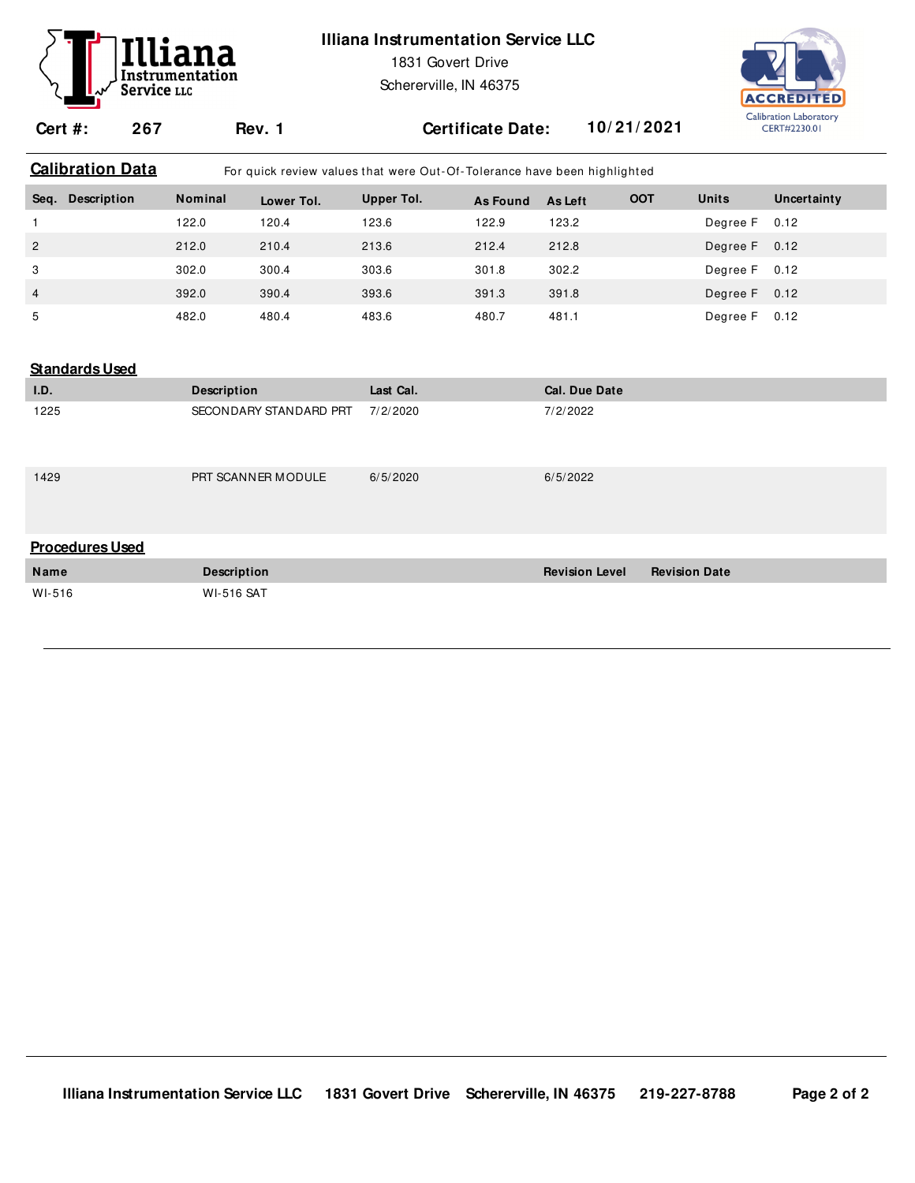**Illiana Instrumentation Service LLC**
1831 Govert Drive
Schererville, IN 46375

ACCREDITED
Calibration Laboratory
CERT#2230.01

**Cert #:** 267 **Rev. 1** **Certificate Date:** 10/21/2021

## Calibration Data

For quick review values that were Out-Of-Tolerance have been highlighted

| Seq. | Description | Nominal | Lower Tol. | Upper Tol. | As Found | As Left | OOT | Units | Uncertainty |
|---|---|---|---|---|---|---|---|---|---|
| 1 | | 122.0 | 120.4 | 123.6 | 122.9 | 123.2 | | Degree F | 0.12 |
| 2 | | 212.0 | 210.4 | 213.6 | 212.4 | 212.8 | | Degree F | 0.12 |
| 3 | | 302.0 | 300.4 | 303.6 | 301.8 | 302.2 | | Degree F | 0.12 |
| 4 | | 392.0 | 390.4 | 393.6 | 391.3 | 391.8 | | Degree F | 0.12 |
| 5 | | 482.0 | 480.4 | 483.6 | 480.7 | 481.1 | | Degree F | 0.12 |

## Standards Used

| I.D. | Description | Last Cal. | Cal. Due Date |
|---|---|---|---|
| 1225 | SECONDARY STANDARD PRT | 7/2/2020 | 7/2/2022 |
| 1429 | PRT SCANNER MODULE | 6/5/2020 | 6/5/2022 |

## Procedures Used

| Name | Description | Revision Level | Revision Date |
|---|---|---|---|
| WI-516 | WI-516 SAT | | |